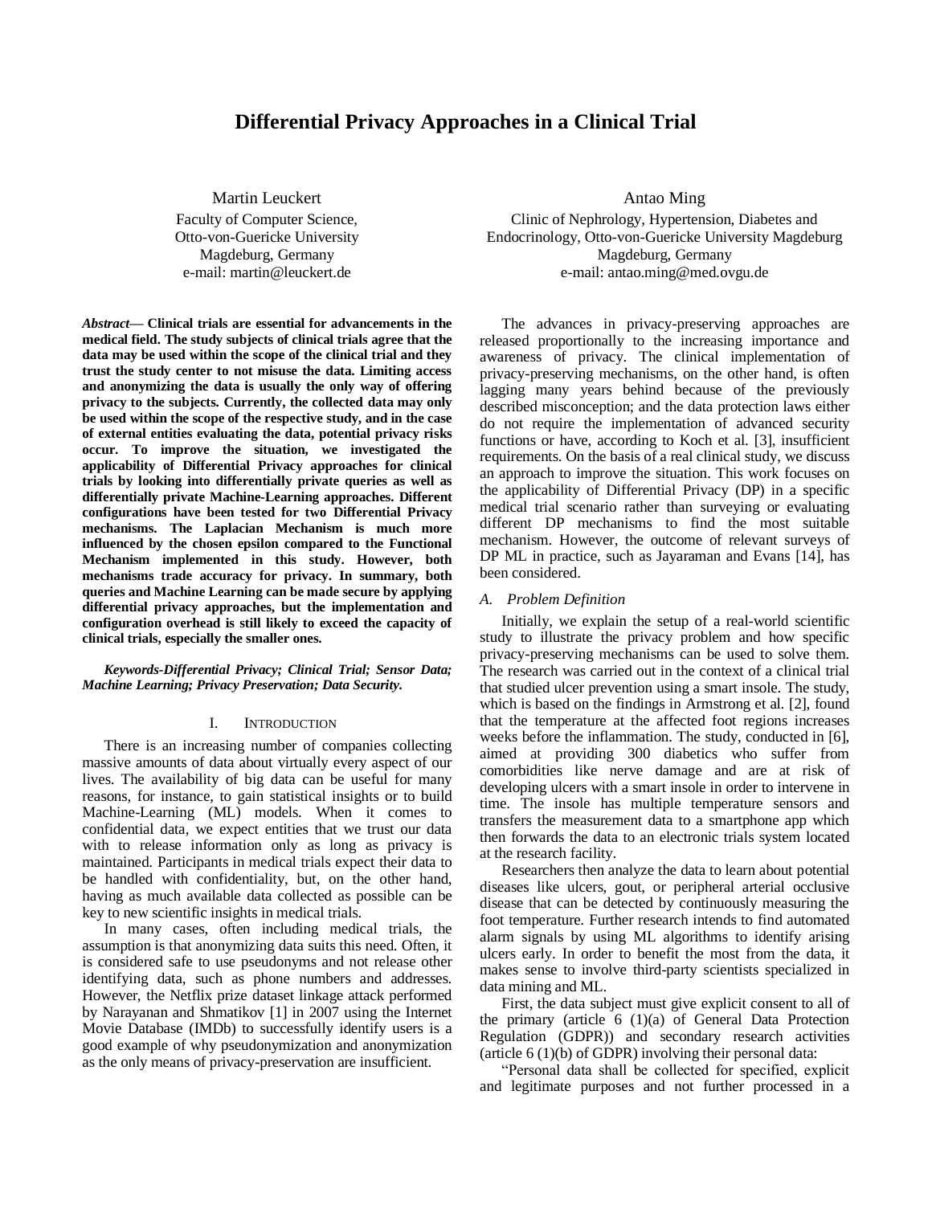# Differential Privacy Approaches in a Clinical Trial

Martin Leuckert
Faculty of Computer Science,
Otto-von-Guericke University
Magdeburg, Germany
e-mail: martin@leuckert.de

Antao Ming
Clinic of Nephrology, Hypertension, Diabetes and Endocrinology, Otto-von-Guericke University Magdeburg
Magdeburg, Germany
e-mail: antao.ming@med.ovgu.de

***Abstract*— Clinical trials are essential for advancements in the medical field. The study subjects of clinical trials agree that the data may be used within the scope of the clinical trial and they trust the study center to not misuse the data. Limiting access and anonymizing the data is usually the only way of offering privacy to the subjects. Currently, the collected data may only be used within the scope of the respective study, and in the case of external entities evaluating the data, potential privacy risks occur. To improve the situation, we investigated the applicability of Differential Privacy approaches for clinical trials by looking into differentially private queries as well as differentially private Machine-Learning approaches. Different configurations have been tested for two Differential Privacy mechanisms. The Laplacian Mechanism is much more influenced by the chosen epsilon compared to the Functional Mechanism implemented in this study. However, both mechanisms trade accuracy for privacy. In summary, both queries and Machine Learning can be made secure by applying differential privacy approaches, but the implementation and configuration overhead is still likely to exceed the capacity of clinical trials, especially the smaller ones.**

***Keywords-Differential Privacy; Clinical Trial; Sensor Data; Machine Learning; Privacy Preservation; Data Security.***

## I. Introduction

There is an increasing number of companies collecting massive amounts of data about virtually every aspect of our lives. The availability of big data can be useful for many reasons, for instance, to gain statistical insights or to build Machine-Learning (ML) models. When it comes to confidential data, we expect entities that we trust our data with to release information only as long as privacy is maintained. Participants in medical trials expect their data to be handled with confidentiality, but, on the other hand, having as much available data collected as possible can be key to new scientific insights in medical trials.

In many cases, often including medical trials, the assumption is that anonymizing data suits this need. Often, it is considered safe to use pseudonyms and not release other identifying data, such as phone numbers and addresses. However, the Netflix prize dataset linkage attack performed by Narayanan and Shmatikov [1] in 2007 using the Internet Movie Database (IMDb) to successfully identify users is a good example of why pseudonymization and anonymization as the only means of privacy-preservation are insufficient.

The advances in privacy-preserving approaches are released proportionally to the increasing importance and awareness of privacy. The clinical implementation of privacy-preserving mechanisms, on the other hand, is often lagging many years behind because of the previously described misconception; and the data protection laws either do not require the implementation of advanced security functions or have, according to Koch et al. [3], insufficient requirements. On the basis of a real clinical study, we discuss an approach to improve the situation. This work focuses on the applicability of Differential Privacy (DP) in a specific medical trial scenario rather than surveying or evaluating different DP mechanisms to find the most suitable mechanism. However, the outcome of relevant surveys of DP ML in practice, such as Jayaraman and Evans [14], has been considered.

### A. Problem Definition

Initially, we explain the setup of a real-world scientific study to illustrate the privacy problem and how specific privacy-preserving mechanisms can be used to solve them. The research was carried out in the context of a clinical trial that studied ulcer prevention using a smart insole. The study, which is based on the findings in Armstrong et al. [2], found that the temperature at the affected foot regions increases weeks before the inflammation. The study, conducted in [6], aimed at providing 300 diabetics who suffer from comorbidities like nerve damage and are at risk of developing ulcers with a smart insole in order to intervene in time. The insole has multiple temperature sensors and transfers the measurement data to a smartphone app which then forwards the data to an electronic trials system located at the research facility.

Researchers then analyze the data to learn about potential diseases like ulcers, gout, or peripheral arterial occlusive disease that can be detected by continuously measuring the foot temperature. Further research intends to find automated alarm signals by using ML algorithms to identify arising ulcers early. In order to benefit the most from the data, it makes sense to involve third-party scientists specialized in data mining and ML.

First, the data subject must give explicit consent to all of the primary (article 6 (1)(a) of General Data Protection Regulation (GDPR)) and secondary research activities (article 6 (1)(b) of GDPR) involving their personal data:

"Personal data shall be collected for specified, explicit and legitimate purposes and not further processed in a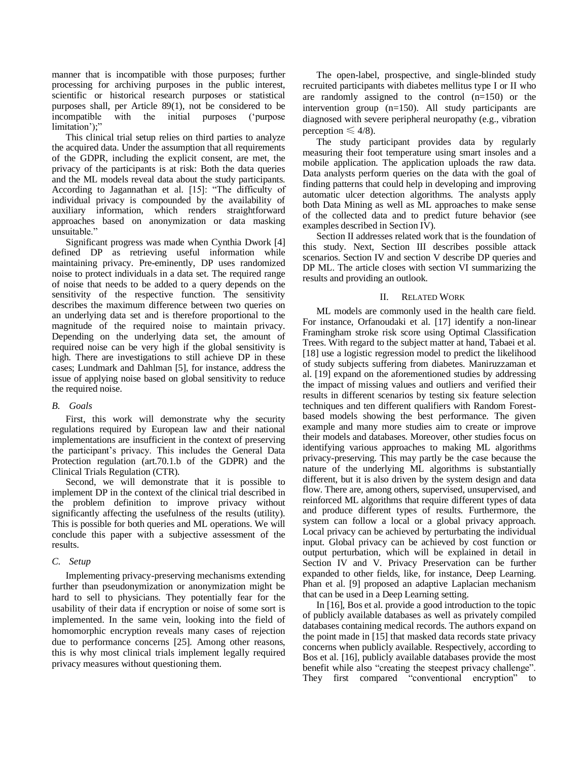manner that is incompatible with those purposes; further processing for archiving purposes in the public interest, scientific or historical research purposes or statistical purposes shall, per Article 89(1), not be considered to be incompatible with the initial purposes ('purpose limitation');"

This clinical trial setup relies on third parties to analyze the acquired data. Under the assumption that all requirements of the GDPR, including the explicit consent, are met, the privacy of the participants is at risk: Both the data queries and the ML models reveal data about the study participants. According to Jagannathan et al. [15]: "The difficulty of individual privacy is compounded by the availability of auxiliary information, which renders straightforward approaches based on anonymization or data masking unsuitable."

Significant progress was made when Cynthia Dwork [4] defined DP as retrieving useful information while maintaining privacy. Pre-eminently, DP uses randomized noise to protect individuals in a data set. The required range of noise that needs to be added to a query depends on the sensitivity of the respective function. The sensitivity describes the maximum difference between two queries on an underlying data set and is therefore proportional to the magnitude of the required noise to maintain privacy. Depending on the underlying data set, the amount of required noise can be very high if the global sensitivity is high. There are investigations to still achieve DP in these cases; Lundmark and Dahlman [5], for instance, address the issue of applying noise based on global sensitivity to reduce the required noise.

### B. Goals

First, this work will demonstrate why the security regulations required by European law and their national implementations are insufficient in the context of preserving the participant's privacy. This includes the General Data Protection regulation (art.70.1.b of the GDPR) and the Clinical Trials Regulation (CTR).

Second, we will demonstrate that it is possible to implement DP in the context of the clinical trial described in the problem definition to improve privacy without significantly affecting the usefulness of the results (utility). This is possible for both queries and ML operations. We will conclude this paper with a subjective assessment of the results.

### C. Setup

Implementing privacy-preserving mechanisms extending further than pseudonymization or anonymization might be hard to sell to physicians. They potentially fear for the usability of their data if encryption or noise of some sort is implemented. In the same vein, looking into the field of homomorphic encryption reveals many cases of rejection due to performance concerns [25]. Among other reasons, this is why most clinical trials implement legally required privacy measures without questioning them.

The open-label, prospective, and single-blinded study recruited participants with diabetes mellitus type I or II who are randomly assigned to the control (n=150) or the intervention group (n=150). All study participants are diagnosed with severe peripheral neuropathy (e.g., vibration perception $\leqslant 4/8$).

The study participant provides data by regularly measuring their foot temperature using smart insoles and a mobile application. The application uploads the raw data. Data analysts perform queries on the data with the goal of finding patterns that could help in developing and improving automatic ulcer detection algorithms. The analysts apply both Data Mining as well as ML approaches to make sense of the collected data and to predict future behavior (see examples described in Section IV).

Section II addresses related work that is the foundation of this study. Next, Section III describes possible attack scenarios. Section IV and section V describe DP queries and DP ML. The article closes with section VI summarizing the results and providing an outlook.

## II. Related Work

ML models are commonly used in the health care field. For instance, Orfanoudaki et al. [17] identify a non-linear Framingham stroke risk score using Optimal Classification Trees. With regard to the subject matter at hand, Tabaei et al. [18] use a logistic regression model to predict the likelihood of study subjects suffering from diabetes. Maniruzzaman et al. [19] expand on the aforementioned studies by addressing the impact of missing values and outliers and verified their results in different scenarios by testing six feature selection techniques and ten different qualifiers with Random Forest-based models showing the best performance. The given example and many more studies aim to create or improve their models and databases. Moreover, other studies focus on identifying various approaches to making ML algorithms privacy-preserving. This may partly be the case because the nature of the underlying ML algorithms is substantially different, but it is also driven by the system design and data flow. There are, among others, supervised, unsupervised, and reinforced ML algorithms that require different types of data and produce different types of results. Furthermore, the system can follow a local or a global privacy approach. Local privacy can be achieved by perturbating the individual input. Global privacy can be achieved by cost function or output perturbation, which will be explained in detail in Section IV and V. Privacy Preservation can be further expanded to other fields, like, for instance, Deep Learning. Phan et al. [9] proposed an adaptive Laplacian mechanism that can be used in a Deep Learning setting.

In [16], Bos et al. provide a good introduction to the topic of publicly available databases as well as privately compiled databases containing medical records. The authors expand on the point made in [15] that masked data records state privacy concerns when publicly available. Respectively, according to Bos et al. [16], publicly available databases provide the most benefit while also "creating the steepest privacy challenge". They first compared "conventional encryption" to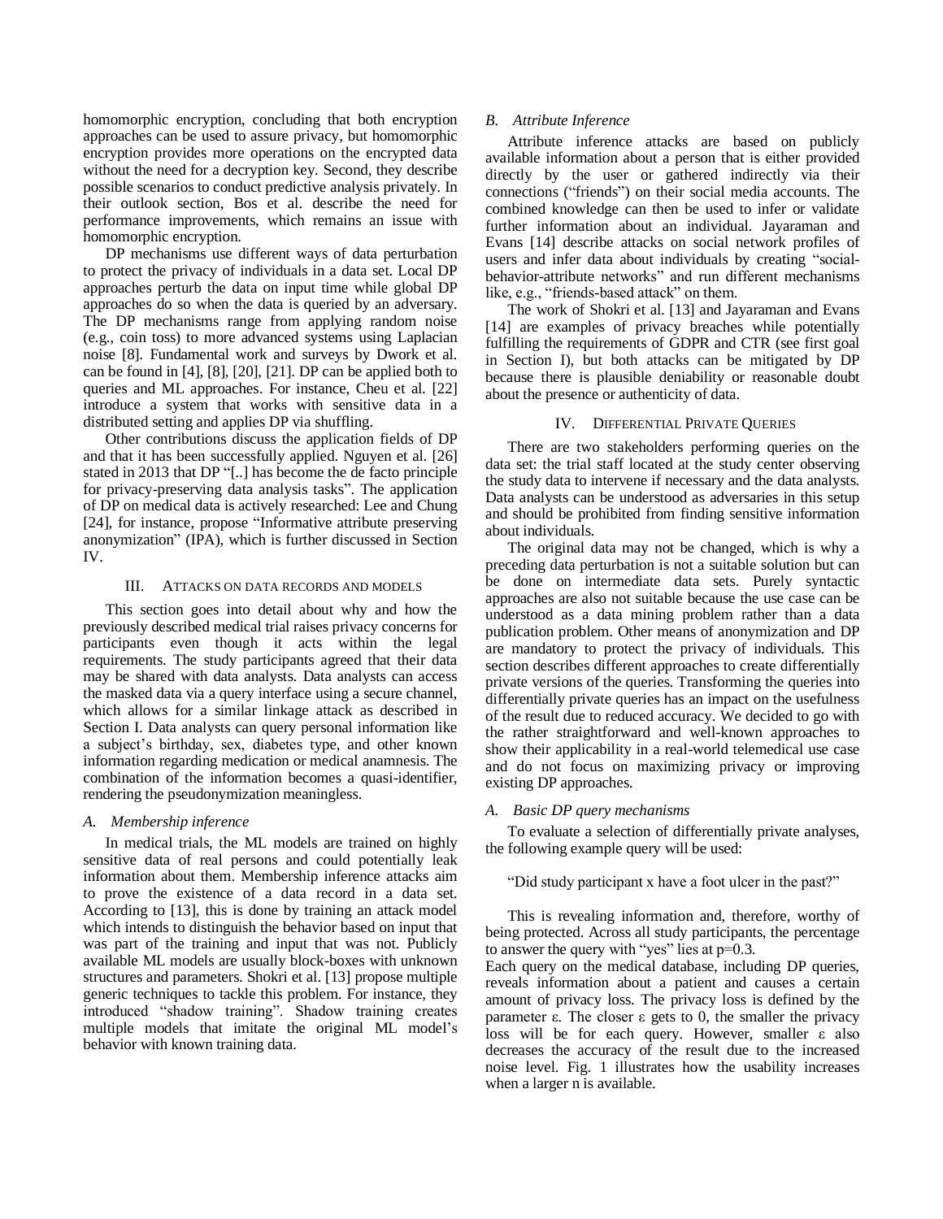homomorphic encryption, concluding that both encryption approaches can be used to assure privacy, but homomorphic encryption provides more operations on the encrypted data without the need for a decryption key. Second, they describe possible scenarios to conduct predictive analysis privately. In their outlook section, Bos et al. describe the need for performance improvements, which remains an issue with homomorphic encryption.

DP mechanisms use different ways of data perturbation to protect the privacy of individuals in a data set. Local DP approaches perturb the data on input time while global DP approaches do so when the data is queried by an adversary. The DP mechanisms range from applying random noise (e.g., coin toss) to more advanced systems using Laplacian noise [8]. Fundamental work and surveys by Dwork et al. can be found in [4], [8], [20], [21]. DP can be applied both to queries and ML approaches. For instance, Cheu et al. [22] introduce a system that works with sensitive data in a distributed setting and applies DP via shuffling.

Other contributions discuss the application fields of DP and that it has been successfully applied. Nguyen et al. [26] stated in 2013 that DP "[..] has become the de facto principle for privacy-preserving data analysis tasks". The application of DP on medical data is actively researched: Lee and Chung [24], for instance, propose "Informative attribute preserving anonymization" (IPA), which is further discussed in Section IV.

## III. Attacks on data records and models

This section goes into detail about why and how the previously described medical trial raises privacy concerns for participants even though it acts within the legal requirements. The study participants agreed that their data may be shared with data analysts. Data analysts can access the masked data via a query interface using a secure channel, which allows for a similar linkage attack as described in Section I. Data analysts can query personal information like a subject's birthday, sex, diabetes type, and other known information regarding medication or medical anamnesis. The combination of the information becomes a quasi-identifier, rendering the pseudonymization meaningless.

### A. Membership inference

In medical trials, the ML models are trained on highly sensitive data of real persons and could potentially leak information about them. Membership inference attacks aim to prove the existence of a data record in a data set. According to [13], this is done by training an attack model which intends to distinguish the behavior based on input that was part of the training and input that was not. Publicly available ML models are usually block-boxes with unknown structures and parameters. Shokri et al. [13] propose multiple generic techniques to tackle this problem. For instance, they introduced "shadow training". Shadow training creates multiple models that imitate the original ML model's behavior with known training data.

### B. Attribute Inference

Attribute inference attacks are based on publicly available information about a person that is either provided directly by the user or gathered indirectly via their connections ("friends") on their social media accounts. The combined knowledge can then be used to infer or validate further information about an individual. Jayaraman and Evans [14] describe attacks on social network profiles of users and infer data about individuals by creating "social-behavior-attribute networks" and run different mechanisms like, e.g., "friends-based attack" on them.

The work of Shokri et al. [13] and Jayaraman and Evans [14] are examples of privacy breaches while potentially fulfilling the requirements of GDPR and CTR (see first goal in Section I), but both attacks can be mitigated by DP because there is plausible deniability or reasonable doubt about the presence or authenticity of data.

## IV. Differential Private Queries

There are two stakeholders performing queries on the data set: the trial staff located at the study center observing the study data to intervene if necessary and the data analysts. Data analysts can be understood as adversaries in this setup and should be prohibited from finding sensitive information about individuals.

The original data may not be changed, which is why a preceding data perturbation is not a suitable solution but can be done on intermediate data sets. Purely syntactic approaches are also not suitable because the use case can be understood as a data mining problem rather than a data publication problem. Other means of anonymization and DP are mandatory to protect the privacy of individuals. This section describes different approaches to create differentially private versions of the queries. Transforming the queries into differentially private queries has an impact on the usefulness of the result due to reduced accuracy. We decided to go with the rather straightforward and well-known approaches to show their applicability in a real-world telemedical use case and do not focus on maximizing privacy or improving existing DP approaches.

### A. Basic DP query mechanisms

To evaluate a selection of differentially private analyses, the following example query will be used:

"Did study participant x have a foot ulcer in the past?"

This is revealing information and, therefore, worthy of being protected. Across all study participants, the percentage to answer the query with "yes" lies at $p=0.3$.

Each query on the medical database, including DP queries, reveals information about a patient and causes a certain amount of privacy loss. The privacy loss is defined by the parameter $\varepsilon$. The closer $\varepsilon$ gets to 0, the smaller the privacy loss will be for each query. However, smaller $\varepsilon$ also decreases the accuracy of the result due to the increased noise level. Fig. 1 illustrates how the usability increases when a larger n is available.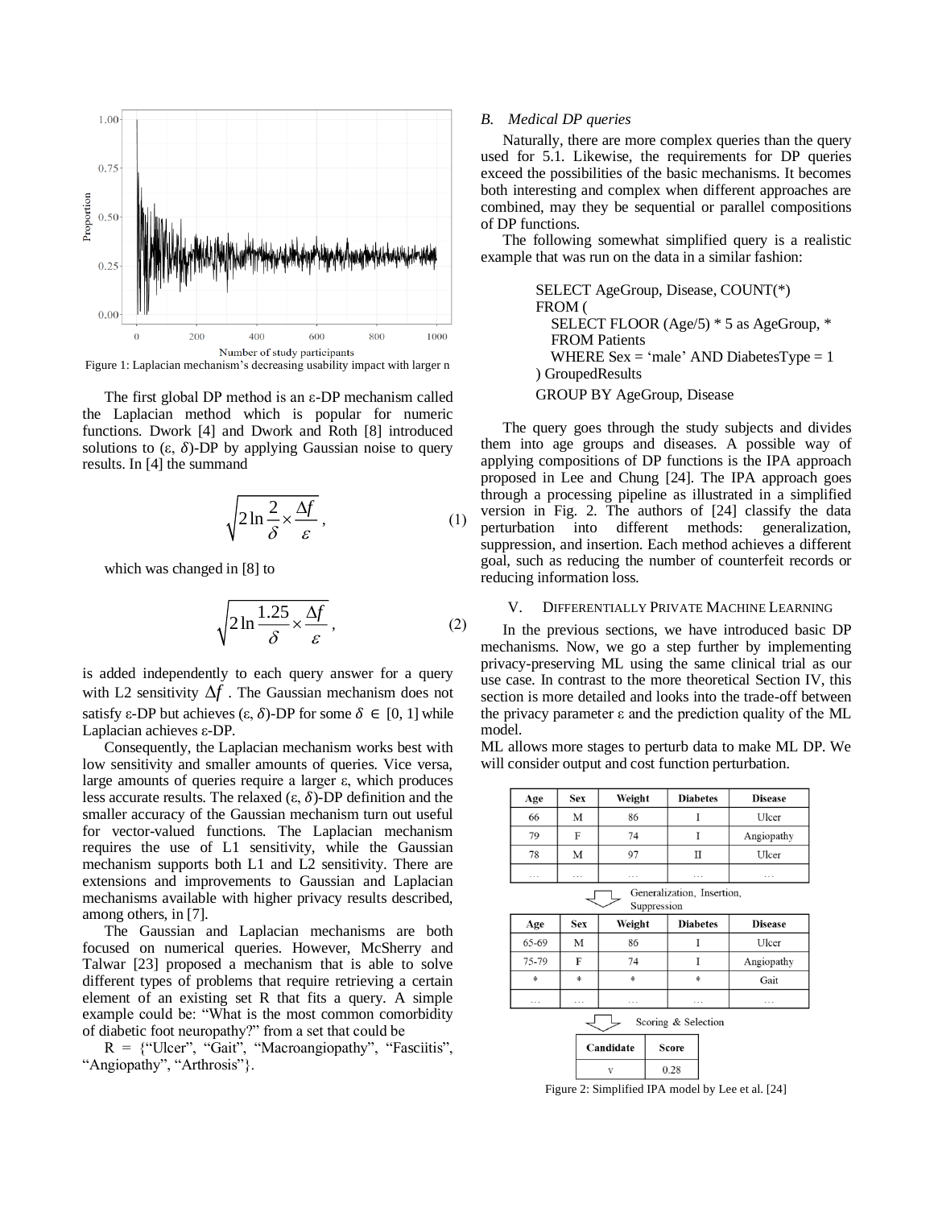Figure 1: Laplacian mechanism's decreasing usability impact with larger n

The first global DP method is an ε-DP mechanism called the Laplacian method which is popular for numeric functions. Dwork [4] and Dwork and Roth [8] introduced solutions to (ε, $\delta$)-DP by applying Gaussian noise to query results. In [4] the summand

$$\sqrt{2\ln\frac{2}{\delta}\times\frac{\Delta f}{\varepsilon}}, \tag{1}$$

which was changed in [8] to

$$\sqrt{2\ln\frac{1.25}{\delta}\times\frac{\Delta f}{\varepsilon}}, \tag{2}$$

is added independently to each query answer for a query with L2 sensitivity $\Delta f$. The Gaussian mechanism does not satisfy ε-DP but achieves (ε, $\delta$)-DP for some $\delta \in [0, 1]$ while Laplacian achieves ε-DP.

Consequently, the Laplacian mechanism works best with low sensitivity and smaller amounts of queries. Vice versa, large amounts of queries require a larger ε, which produces less accurate results. The relaxed (ε, $\delta$)-DP definition and the smaller accuracy of the Gaussian mechanism turn out useful for vector-valued functions. The Laplacian mechanism requires the use of L1 sensitivity, while the Gaussian mechanism supports both L1 and L2 sensitivity. There are extensions and improvements to Gaussian and Laplacian mechanisms available with higher privacy results described, among others, in [7].

The Gaussian and Laplacian mechanisms are both focused on numerical queries. However, McSherry and Talwar [23] proposed a mechanism that is able to solve different types of problems that require retrieving a certain element of an existing set R that fits a query. A simple example could be: "What is the most common comorbidity of diabetic foot neuropathy?" from a set that could be

R = {"Ulcer", "Gait", "Macroangiopathy", "Fasciitis", "Angiopathy", "Arthrosis"}.

### B. Medical DP queries

Naturally, there are more complex queries than the query used for 5.1. Likewise, the requirements for DP queries exceed the possibilities of the basic mechanisms. It becomes both interesting and complex when different approaches are combined, may they be sequential or parallel compositions of DP functions.

The following somewhat simplified query is a realistic example that was run on the data in a similar fashion:

```
SELECT AgeGroup, Disease, COUNT(*)
FROM (
  SELECT FLOOR (Age/5) * 5 as AgeGroup, *
  FROM Patients
  WHERE Sex = 'male' AND DiabetesType = 1
) GroupedResults
GROUP BY AgeGroup, Disease
```

The query goes through the study subjects and divides them into age groups and diseases. A possible way of applying compositions of DP functions is the IPA approach proposed in Lee and Chung [24]. The IPA approach goes through a processing pipeline as illustrated in a simplified version in Fig. 2. The authors of [24] classify the data perturbation into different methods: generalization, suppression, and insertion. Each method achieves a different goal, such as reducing the number of counterfeit records or reducing information loss.

## V. Differentially Private Machine Learning

In the previous sections, we have introduced basic DP mechanisms. Now, we go a step further by implementing privacy-preserving ML using the same clinical trial as our use case. In contrast to the more theoretical Section IV, this section is more detailed and looks into the trade-off between the privacy parameter ε and the prediction quality of the ML model.

ML allows more stages to perturb data to make ML DP. We will consider output and cost function perturbation.

| Age | Sex | Weight | Diabetes | Disease |
|---|---|---|---|---|
| 66 | M | 86 | I | Ulcer |
| 79 | F | 74 | I | Angiopathy |
| 78 | M | 97 | II | Ulcer |
| … | … | … | … | … |

Generalization, Insertion, Suppression

| Age | Sex | Weight | Diabetes | Disease |
|---|---|---|---|---|
| 65-69 | M | 86 | I | Ulcer |
| 75-79 | F | 74 | I | Angiopathy |
| * | * | * | * | Gait |
| … | … | … | … | … |

Scoring & Selection

| Candidate | Score |
|---|---|
| v | 0.28 |

Figure 2: Simplified IPA model by Lee et al. [24]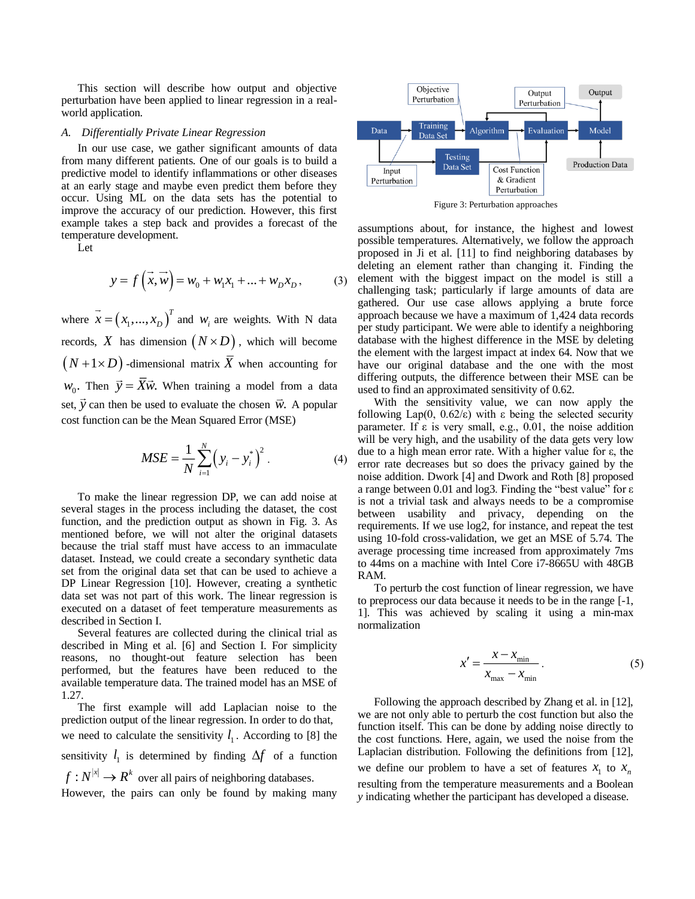This section will describe how output and objective perturbation have been applied to linear regression in a real-world application.

### *A. Differentially Private Linear Regression*

In our use case, we gather significant amounts of data from many different patients. One of our goals is to build a predictive model to identify inflammations or other diseases at an early stage and maybe even predict them before they occur. Using ML on the data sets has the potential to improve the accuracy of our prediction. However, this first example takes a step back and provides a forecast of the temperature development.

Let

$$y = f\left(\vec{x}, \vec{w}\right) = w_0 + w_1 x_1 + \ldots + w_D x_D, \tag{3}$$

where $\vec{x} = \left(x_1, \ldots, x_D\right)^T$ and $w_i$ are weights. With N data records, $X$ has dimension $\left(N \times D\right)$, which will become $\left(N + 1 \times D\right)$-dimensional matrix $\bar{X}$ when accounting for $w_0$. Then $\vec{y} = \bar{X}\vec{w}$. When training a model from a data set, $\vec{y}$ can then be used to evaluate the chosen $\vec{w}$. A popular cost function can be the Mean Squared Error (MSE)

$$MSE = \frac{1}{N}\sum_{i=1}^{N}\left(y_i - y_i^*\right)^2. \tag{4}$$

To make the linear regression DP, we can add noise at several stages in the process including the dataset, the cost function, and the prediction output as shown in Fig. 3. As mentioned before, we will not alter the original datasets because the trial staff must have access to an immaculate dataset. Instead, we could create a secondary synthetic data set from the original data set that can be used to achieve a DP Linear Regression [10]. However, creating a synthetic data set was not part of this work. The linear regression is executed on a dataset of feet temperature measurements as described in Section I.

Several features are collected during the clinical trial as described in Ming et al. [6] and Section I. For simplicity reasons, no thought-out feature selection has been performed, but the features have been reduced to the available temperature data. The trained model has an MSE of 1.27.

The first example will add Laplacian noise to the prediction output of the linear regression. In order to do that, we need to calculate the sensitivity $l_1$. According to [8] the sensitivity $l_1$ is determined by finding $\Delta f$ of a function $f : N^{|x|} \rightarrow R^k$ over all pairs of neighboring databases. However, the pairs can only be found by making many assumptions about, for instance, the highest and lowest possible temperatures. Alternatively, we follow the approach proposed in Ji et al. [11] to find neighboring databases by deleting an element rather than changing it. Finding the element with the biggest impact on the model is still a challenging task; particularly if large amounts of data are gathered. Our use case allows applying a brute force approach because we have a maximum of 1,424 data records per study participant. We were able to identify a neighboring database with the highest difference in the MSE by deleting the element with the largest impact at index 64. Now that we have our original database and the one with the most differing outputs, the difference between their MSE can be used to find an approximated sensitivity of 0.62.

Figure 3: Perturbation approaches

With the sensitivity value, we can now apply the following Lap(0, 0.62/ε) with ε being the selected security parameter. If ε is very small, e.g., 0.01, the noise addition will be very high, and the usability of the data gets very low due to a high mean error rate. With a higher value for ε, the error rate decreases but so does the privacy gained by the noise addition. Dwork [4] and Dwork and Roth [8] proposed a range between 0.01 and log3. Finding the "best value" for ε is not a trivial task and always needs to be a compromise between usability and privacy, depending on the requirements. If we use log2, for instance, and repeat the test using 10-fold cross-validation, we get an MSE of 5.74. The average processing time increased from approximately 7ms to 44ms on a machine with Intel Core i7-8665U with 48GB RAM.

To perturb the cost function of linear regression, we have to preprocess our data because it needs to be in the range [-1, 1]. This was achieved by scaling it using a min-max normalization

$$x' = \frac{x - x_{\min}}{x_{\max} - x_{\min}}. \tag{5}$$

Following the approach described by Zhang et al. in [12], we are not only able to perturb the cost function but also the function itself. This can be done by adding noise directly to the cost functions. Here, again, we used the noise from the Laplacian distribution. Following the definitions from [12], we define our problem to have a set of features $x_1$ to $x_n$ resulting from the temperature measurements and a Boolean $y$ indicating whether the participant has developed a disease.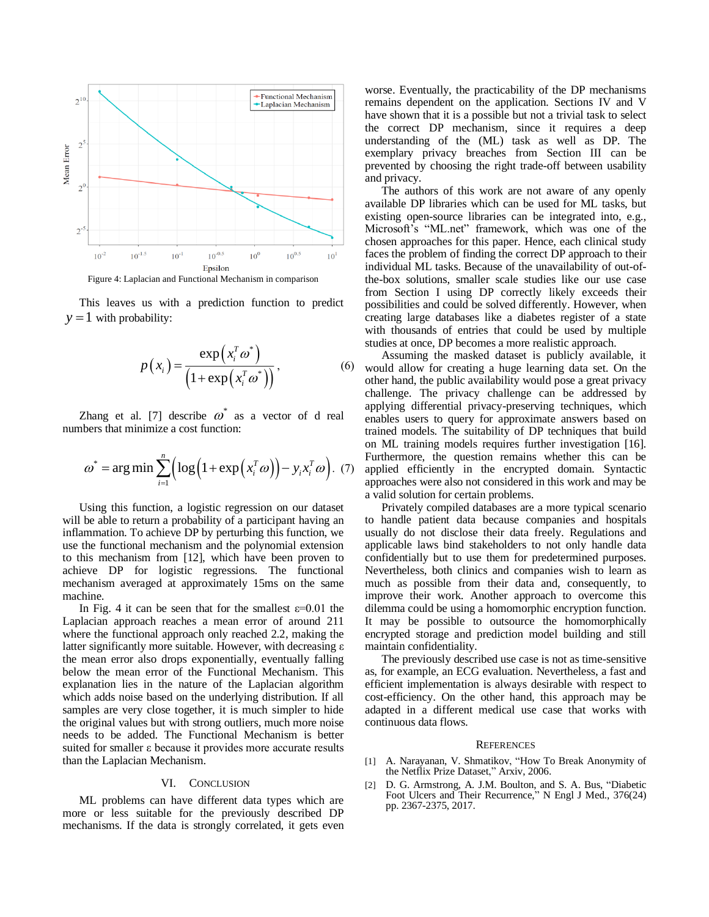Figure 4: Laplacian and Functional Mechanism in comparison

This leaves us with a prediction function to predict $y = 1$ with probability:

$$p(x_i) = \frac{\exp(x_i^T \omega^*)}{(1 + \exp(x_i^T \omega^*))}, \tag{6}$$

Zhang et al. [7] describe $\omega^*$ as a vector of d real numbers that minimize a cost function:

$$\omega^* = \arg\min \sum_{i=1}^{n} \left( \log(1 + \exp(x_i^T \omega)) - y_i x_i^T \omega \right). \tag{7}$$

Using this function, a logistic regression on our dataset will be able to return a probability of a participant having an inflammation. To achieve DP by perturbing this function, we use the functional mechanism and the polynomial extension to this mechanism from [12], which have been proven to achieve DP for logistic regressions. The functional mechanism averaged at approximately 15ms on the same machine.

In Fig. 4 it can be seen that for the smallest ε=0.01 the Laplacian approach reaches a mean error of around 211 where the functional approach only reached 2.2, making the latter significantly more suitable. However, with decreasing ε the mean error also drops exponentially, eventually falling below the mean error of the Functional Mechanism. This explanation lies in the nature of the Laplacian algorithm which adds noise based on the underlying distribution. If all samples are very close together, it is much simpler to hide the original values but with strong outliers, much more noise needs to be added. The Functional Mechanism is better suited for smaller ε because it provides more accurate results than the Laplacian Mechanism.

## VI. Conclusion

ML problems can have different data types which are more or less suitable for the previously described DP mechanisms. If the data is strongly correlated, it gets even worse. Eventually, the practicability of the DP mechanisms remains dependent on the application. Sections IV and V have shown that it is a possible but not a trivial task to select the correct DP mechanism, since it requires a deep understanding of the (ML) task as well as DP. The exemplary privacy breaches from Section III can be prevented by choosing the right trade-off between usability and privacy.

The authors of this work are not aware of any openly available DP libraries which can be used for ML tasks, but existing open-source libraries can be integrated into, e.g., Microsoft's "ML.net" framework, which was one of the chosen approaches for this paper. Hence, each clinical study faces the problem of finding the correct DP approach to their individual ML tasks. Because of the unavailability of out-of-the-box solutions, smaller scale studies like our use case from Section I using DP correctly likely exceeds their possibilities and could be solved differently. However, when creating large databases like a diabetes register of a state with thousands of entries that could be used by multiple studies at once, DP becomes a more realistic approach.

Assuming the masked dataset is publicly available, it would allow for creating a huge learning data set. On the other hand, the public availability would pose a great privacy challenge. The privacy challenge can be addressed by applying differential privacy-preserving techniques, which enables users to query for approximate answers based on trained models. The suitability of DP techniques that build on ML training models requires further investigation [16]. Furthermore, the question remains whether this can be applied efficiently in the encrypted domain. Syntactic approaches were also not considered in this work and may be a valid solution for certain problems.

Privately compiled databases are a more typical scenario to handle patient data because companies and hospitals usually do not disclose their data freely. Regulations and applicable laws bind stakeholders to not only handle data confidentially but to use them for predetermined purposes. Nevertheless, both clinics and companies wish to learn as much as possible from their data and, consequently, to improve their work. Another approach to overcome this dilemma could be using a homomorphic encryption function. It may be possible to outsource the homomorphically encrypted storage and prediction model building and still maintain confidentiality.

The previously described use case is not as time-sensitive as, for example, an ECG evaluation. Nevertheless, a fast and efficient implementation is always desirable with respect to cost-efficiency. On the other hand, this approach may be adapted in a different medical use case that works with continuous data flows.

## References

[1] A. Narayanan, V. Shmatikov, "How To Break Anonymity of the Netflix Prize Dataset," Arxiv, 2006.

[2] D. G. Armstrong, A. J.M. Boulton, and S. A. Bus, "Diabetic Foot Ulcers and Their Recurrence," N Engl J Med., 376(24) pp. 2367-2375, 2017.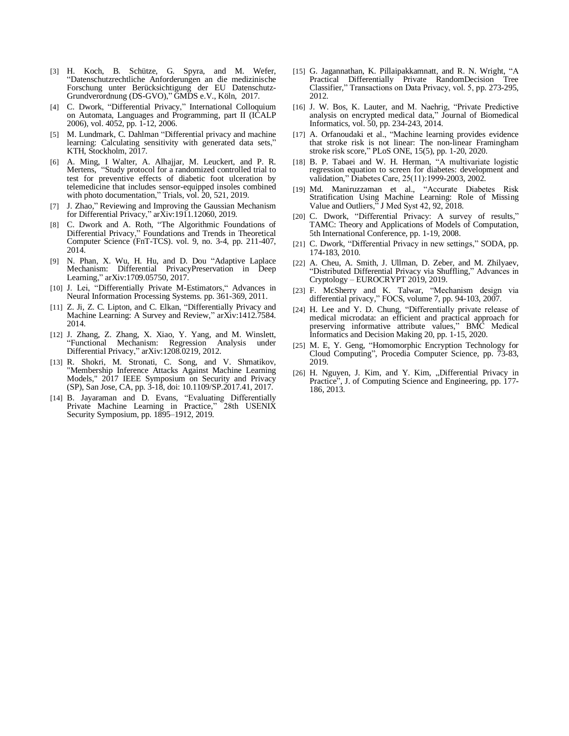[3] H. Koch, B. Schütze, G. Spyra, and M. Wefer, "Datenschutzrechtliche Anforderungen an die medizinische Forschung unter Berücksichtigung der EU Datenschutz-Grundverordnung (DS-GVO)," GMDS e.V., Köln, 2017.

[4] C. Dwork, "Differential Privacy," International Colloquium on Automata, Languages and Programming, part II (ICALP 2006), vol. 4052, pp. 1-12, 2006.

[5] M. Lundmark, C. Dahlman "Differential privacy and machine learning: Calculating sensitivity with generated data sets," KTH, Stockholm, 2017.

[6] A. Ming, I Walter, A. Alhajjar, M. Leuckert, and P. R. Mertens, "Study protocol for a randomized controlled trial to test for preventive effects of diabetic foot ulceration by telemedicine that includes sensor-equipped insoles combined with photo documentation," Trials, vol. 20, 521, 2019.

[7] J. Zhao," Reviewing and Improving the Gaussian Mechanism for Differential Privacy," arXiv:1911.12060, 2019.

[8] C. Dwork and A. Roth, "The Algorithmic Foundations of Differential Privacy," Foundations and Trends in Theoretical Computer Science (FnT-TCS). vol. 9, no. 3-4, pp. 211-407, 2014.

[9] N. Phan, X. Wu, H. Hu, and D. Dou "Adaptive Laplace Mechanism: Differential PrivacyPreservation in Deep Learning," arXiv:1709.05750, 2017.

[10] J. Lei, "Differentially Private M-Estimators," Advances in Neural Information Processing Systems. pp. 361-369, 2011.

[11] Z. Ji, Z. C. Lipton, and C. Elkan, "Differentially Privacy and Machine Learning: A Survey and Review," arXiv:1412.7584. 2014.

[12] J. Zhang, Z. Zhang, X. Xiao, Y. Yang, and M. Winslett, "Functional Mechanism: Regression Analysis under Differential Privacy," arXiv:1208.0219, 2012.

[13] R. Shokri, M. Stronati, C. Song, and V. Shmatikov, "Membership Inference Attacks Against Machine Learning Models," 2017 IEEE Symposium on Security and Privacy (SP), San Jose, CA, pp. 3-18, doi: 10.1109/SP.2017.41, 2017.

[14] B. Jayaraman and D. Evans, "Evaluating Differentially Private Machine Learning in Practice," 28th USENIX Security Symposium, pp. 1895–1912, 2019.

[15] G. Jagannathan, K. Pillaipakkamnatt, and R. N. Wright, "A Practical Differentially Private RandomDecision Tree Classifier," Transactions on Data Privacy, vol. 5, pp. 273-295, 2012.

[16] J. W. Bos, K. Lauter, and M. Naehrig, "Private Predictive analysis on encrypted medical data," Journal of Biomedical Informatics, vol. 50, pp. 234-243, 2014.

[17] A. Orfanoudaki et al., "Machine learning provides evidence that stroke risk is not linear: The non-linear Framingham stroke risk score," PLoS ONE, 15(5), pp. 1-20, 2020.

[18] B. P. Tabaei and W. H. Herman, "A multivariate logistic regression equation to screen for diabetes: development and validation," Diabetes Care, 25(11):1999-2003, 2002.

[19] Md. Maniruzzaman et al., "Accurate Diabetes Risk Stratification Using Machine Learning: Role of Missing Value and Outliers," J Med Syst 42, 92, 2018.

[20] C. Dwork, "Differential Privacy: A survey of results," TAMC: Theory and Applications of Models of Computation, 5th International Conference, pp. 1-19, 2008.

[21] C. Dwork, "Differential Privacy in new settings," SODA, pp. 174-183, 2010.

[22] A. Cheu, A. Smith, J. Ullman, D. Zeber, and M. Zhilyaev, "Distributed Differential Privacy via Shuffling," Advances in Cryptology – EUROCRYPT 2019, 2019.

[23] F. McSherry and K. Talwar, "Mechanism design via differential privacy," FOCS, volume 7, pp. 94-103, 2007.

[24] H. Lee and Y. D. Chung, "Differentially private release of medical microdata: an efficient and practical approach for preserving informative attribute values," BMC Medical Informatics and Decision Making 20, pp. 1-15, 2020.

[25] M. E, Y. Geng, "Homomorphic Encryption Technology for Cloud Computing", Procedia Computer Science, pp. 73-83, 2019.

[26] H. Nguyen, J. Kim, and Y. Kim, „Differential Privacy in Practice", J. of Computing Science and Engineering, pp. 177-186, 2013.